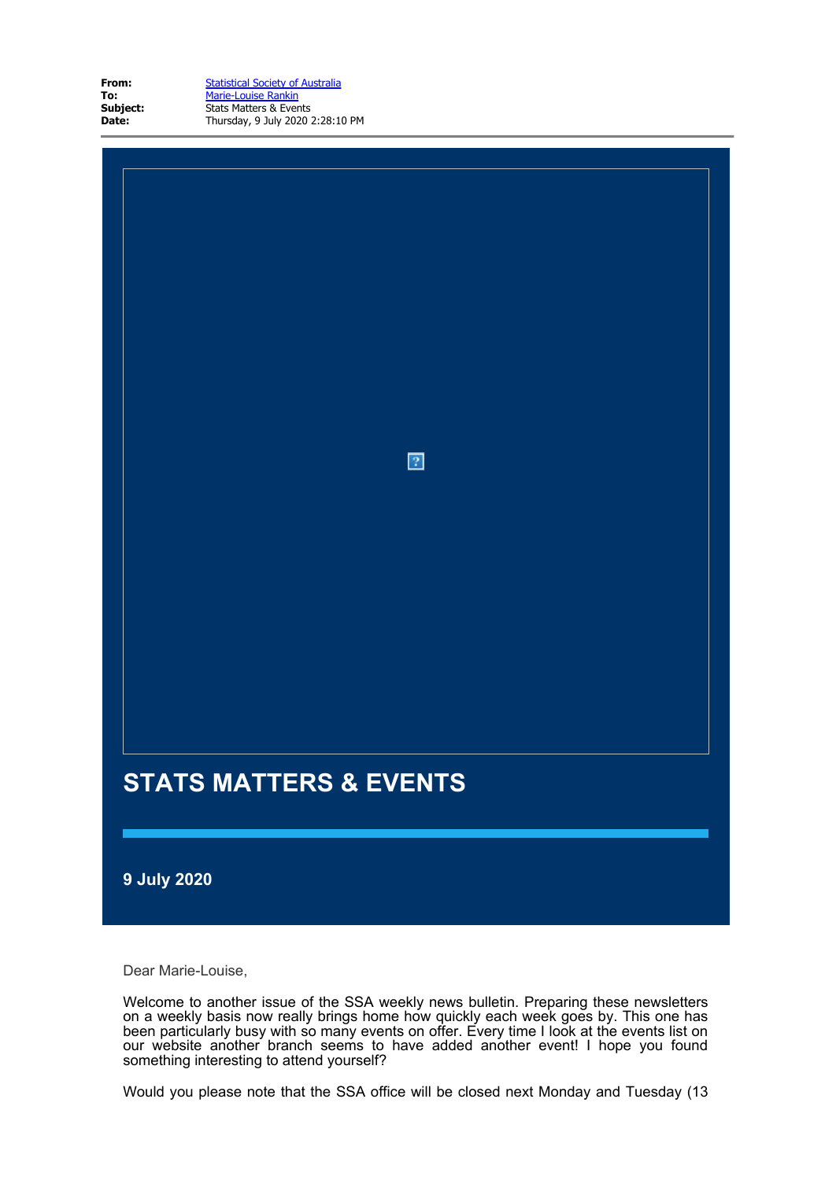**From:** Statistical Society of Australia
**To:** Marie-Louise Rankin
**Subject:** Stats Matters & Events
**Date:** Thursday, 9 July 2020 2:28:10 PM

# STATS MATTERS & EVENTS

**9 July 2020**

Dear Marie-Louise,

Welcome to another issue of the SSA weekly news bulletin. Preparing these newsletters on a weekly basis now really brings home how quickly each week goes by. This one has been particularly busy with so many events on offer. Every time I look at the events list on our website another branch seems to have added another event! I hope you found something interesting to attend yourself?

Would you please note that the SSA office will be closed next Monday and Tuesday (13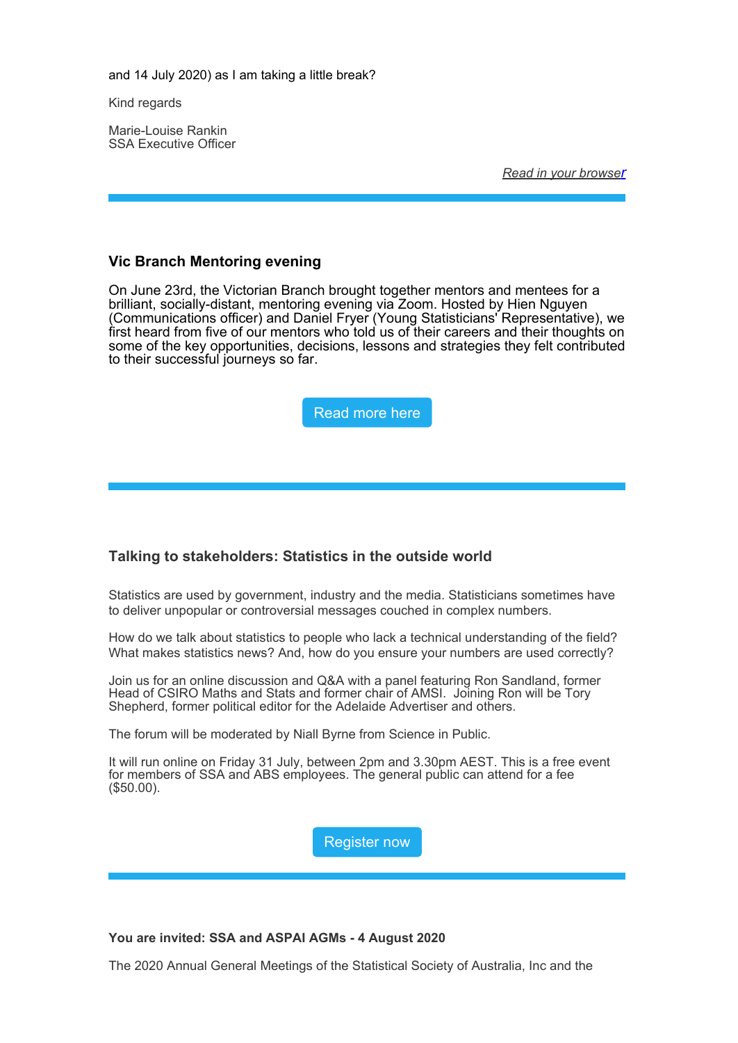and 14 July 2020) as I am taking a little break?

Kind regards

Marie-Louise Rankin
SSA Executive Officer

*Read in your browser*

---

### Vic Branch Mentoring evening

On June 23rd, the Victorian Branch brought together mentors and mentees for a brilliant, socially-distant, mentoring evening via Zoom. Hosted by Hien Nguyen (Communications officer) and Daniel Fryer (Young Statisticians' Representative), we first heard from five of our mentors who told us of their careers and their thoughts on some of the key opportunities, decisions, lessons and strategies they felt contributed to their successful journeys so far.

Read more here

---

### Talking to stakeholders: Statistics in the outside world

Statistics are used by government, industry and the media. Statisticians sometimes have to deliver unpopular or controversial messages couched in complex numbers.

How do we talk about statistics to people who lack a technical understanding of the field? What makes statistics news? And, how do you ensure your numbers are used correctly?

Join us for an online discussion and Q&A with a panel featuring Ron Sandland, former Head of CSIRO Maths and Stats and former chair of AMSI. Joining Ron will be Tory Shepherd, former political editor for the Adelaide Advertiser and others.

The forum will be moderated by Niall Byrne from Science in Public.

It will run online on Friday 31 July, between 2pm and 3.30pm AEST. This is a free event for members of SSA and ABS employees. The general public can attend for a fee ($50.00).

Register now

---

### You are invited: SSA and ASPAI AGMs - 4 August 2020

The 2020 Annual General Meetings of the Statistical Society of Australia, Inc and the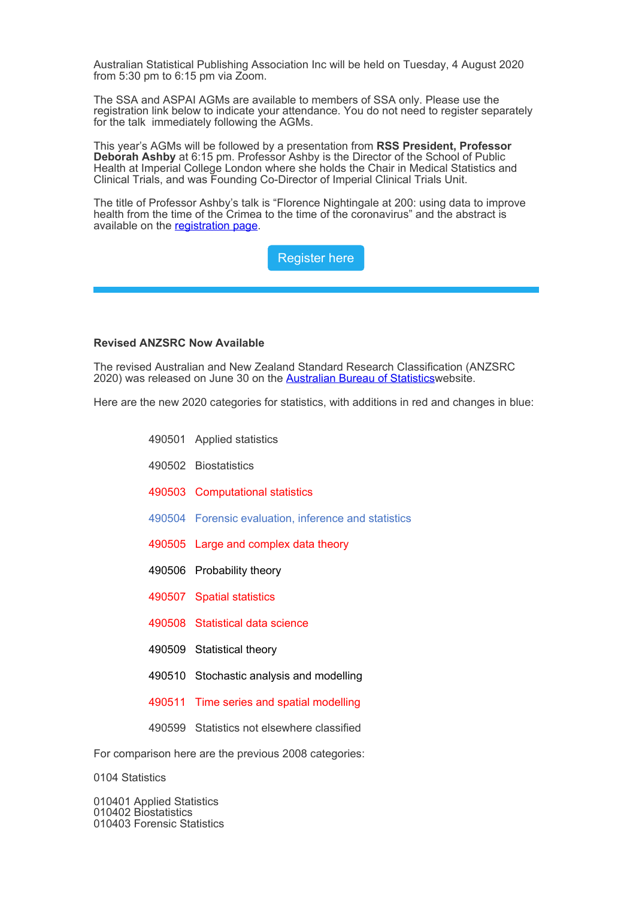Australian Statistical Publishing Association Inc will be held on Tuesday, 4 August 2020 from 5:30 pm to 6:15 pm via Zoom.

The SSA and ASPAI AGMs are available to members of SSA only. Please use the registration link below to indicate your attendance. You do not need to register separately for the talk immediately following the AGMs.

This year's AGMs will be followed by a presentation from **RSS President, Professor Deborah Ashby** at 6:15 pm. Professor Ashby is the Director of the School of Public Health at Imperial College London where she holds the Chair in Medical Statistics and Clinical Trials, and was Founding Co-Director of Imperial Clinical Trials Unit.

The title of Professor Ashby's talk is "Florence Nightingale at 200: using data to improve health from the time of the Crimea to the time of the coronavirus" and the abstract is available on the registration page.

Register here

---

**Revised ANZSRC Now Available**

The revised Australian and New Zealand Standard Research Classification (ANZSRC 2020) was released on June 30 on the Australian Bureau of Statisticswebsite.

Here are the new 2020 categories for statistics, with additions in red and changes in blue:

490501 Applied statistics

490502 Biostatistics

490503 Computational statistics

490504 Forensic evaluation, inference and statistics

490505 Large and complex data theory

490506 Probability theory

490507 Spatial statistics

490508 Statistical data science

490509 Statistical theory

490510 Stochastic analysis and modelling

490511 Time series and spatial modelling

490599 Statistics not elsewhere classified

For comparison here are the previous 2008 categories:

0104 Statistics

010401 Applied Statistics
010402 Biostatistics
010403 Forensic Statistics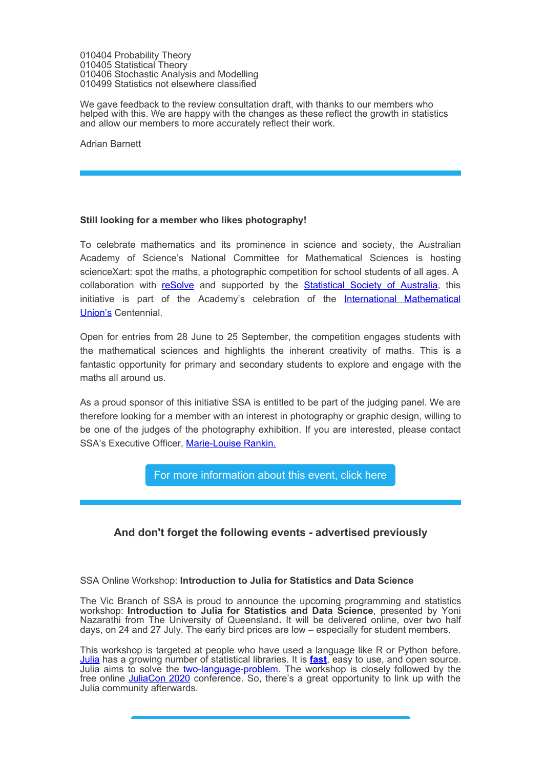010404 Probability Theory
010405 Statistical Theory
010406 Stochastic Analysis and Modelling
010499 Statistics not elsewhere classified

We gave feedback to the review consultation draft, with thanks to our members who helped with this. We are happy with the changes as these reflect the growth in statistics and allow our members to more accurately reflect their work.

Adrian Barnett

---

**Still looking for a member who likes photography!**

To celebrate mathematics and its prominence in science and society, the Australian Academy of Science's National Committee for Mathematical Sciences is hosting sciencеXart: spot the maths, a photographic competition for school students of all ages. A collaboration with reSolve and supported by the Statistical Society of Australia, this initiative is part of the Academy's celebration of the International Mathematical Union's Centennial.

Open for entries from 28 June to 25 September, the competition engages students with the mathematical sciences and highlights the inherent creativity of maths. This is a fantastic opportunity for primary and secondary students to explore and engage with the maths all around us.

As a proud sponsor of this initiative SSA is entitled to be part of the judging panel. We are therefore looking for a member with an interest in photography or graphic design, willing to be one of the judges of the photography exhibition. If you are interested, please contact SSA's Executive Officer, Marie-Louise Rankin.

For more information about this event, click here

---

## And don't forget the following events - advertised previously

SSA Online Workshop: **Introduction to Julia for Statistics and Data Science**

The Vic Branch of SSA is proud to announce the upcoming programming and statistics workshop: **Introduction to Julia for Statistics and Data Science**, presented by Yoni Nazarathi from The University of Queensland**.** It will be delivered online, over two half days, on 24 and 27 July. The early bird prices are low – especially for student members.

This workshop is targeted at people who have used a language like R or Python before. Julia has a growing number of statistical libraries. It is **fast**, easy to use, and open source. Julia aims to solve the two-language-problem. The workshop is closely followed by the free online JuliaCon 2020 conference. So, there's a great opportunity to link up with the Julia community afterwards.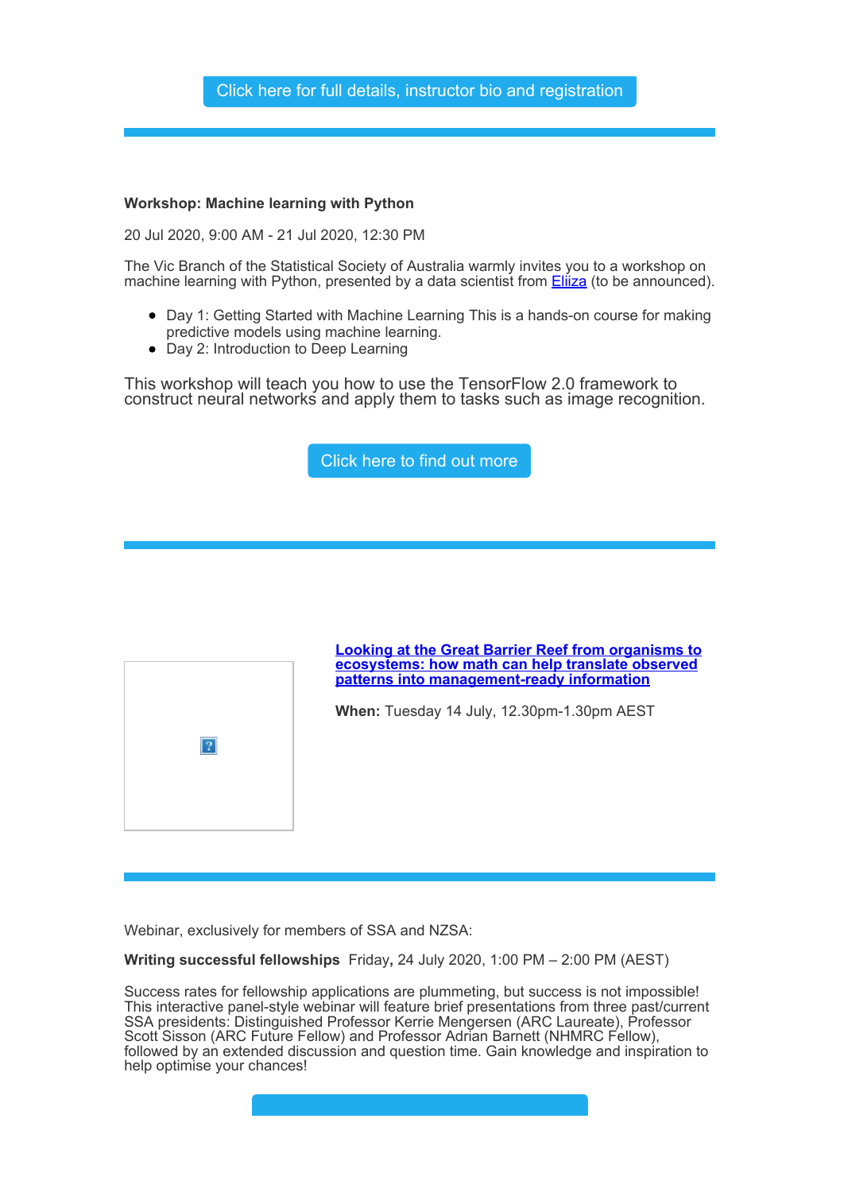Click here for full details, instructor bio and registration

---

**Workshop: Machine learning with Python**

20 Jul 2020, 9:00 AM - 21 Jul 2020, 12:30 PM

The Vic Branch of the Statistical Society of Australia warmly invites you to a workshop on machine learning with Python, presented by a data scientist from [Eliiza] (to be announced).

- Day 1: Getting Started with Machine Learning This is a hands-on course for making predictive models using machine learning.
- Day 2: Introduction to Deep Learning

This workshop will teach you how to use the TensorFlow 2.0 framework to construct neural networks and apply them to tasks such as image recognition.

Click here to find out more

---

**Looking at the Great Barrier Reef from organisms to ecosystems: how math can help translate observed patterns into management-ready information**

**When:** Tuesday 14 July, 12.30pm-1.30pm AEST

---

Webinar, exclusively for members of SSA and NZSA:

**Writing successful fellowships** Friday**,** 24 July 2020, 1:00 PM – 2:00 PM (AEST)

Success rates for fellowship applications are plummeting, but success is not impossible! This interactive panel-style webinar will feature brief presentations from three past/current SSA presidents: Distinguished Professor Kerrie Mengersen (ARC Laureate), Professor Scott Sisson (ARC Future Fellow) and Professor Adrian Barnett (NHMRC Fellow), followed by an extended discussion and question time. Gain knowledge and inspiration to help optimise your chances!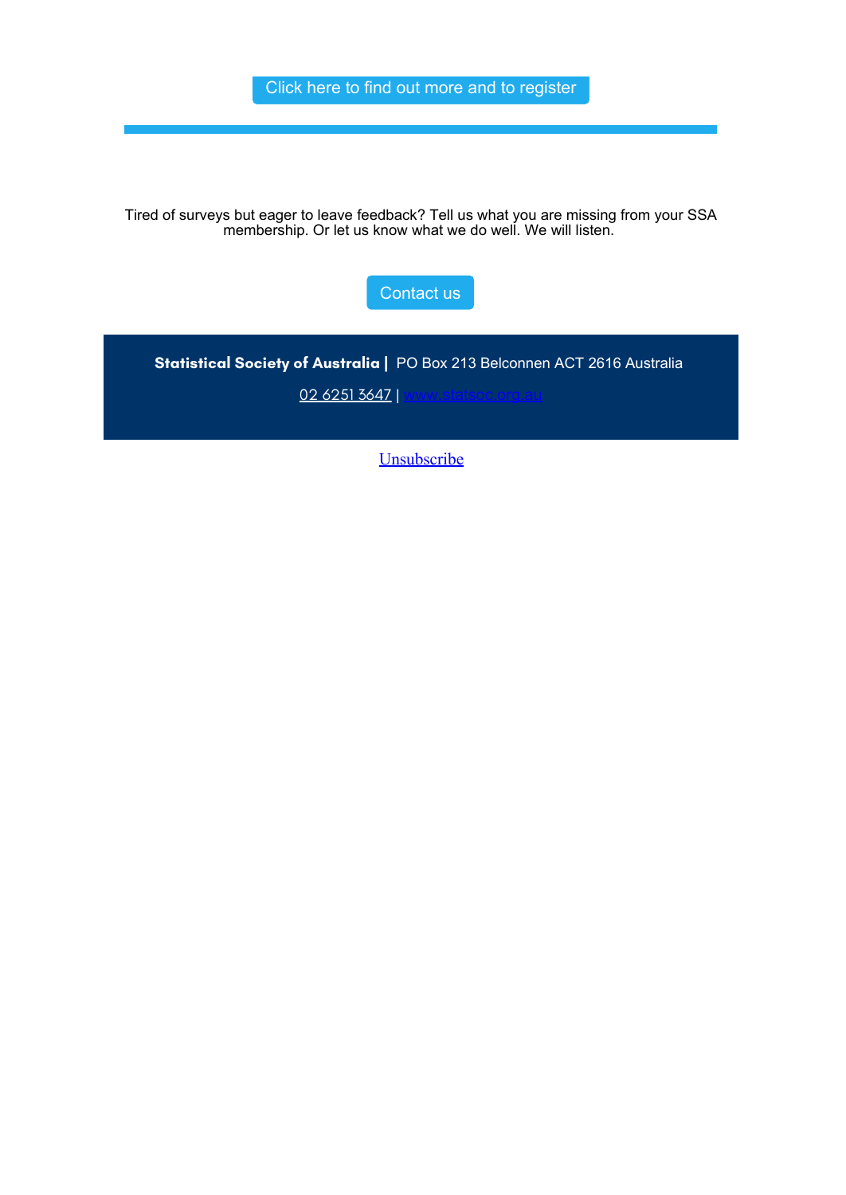Click here to find out more and to register

---

Tired of surveys but eager to leave feedback? Tell us what you are missing from your SSA membership. Or let us know what we do well. We will listen.

Contact us

**Statistical Society of Australia |** PO Box 213 Belconnen ACT 2616 Australia

02 6251 3647 | www.statsoc.org.au

Unsubscribe